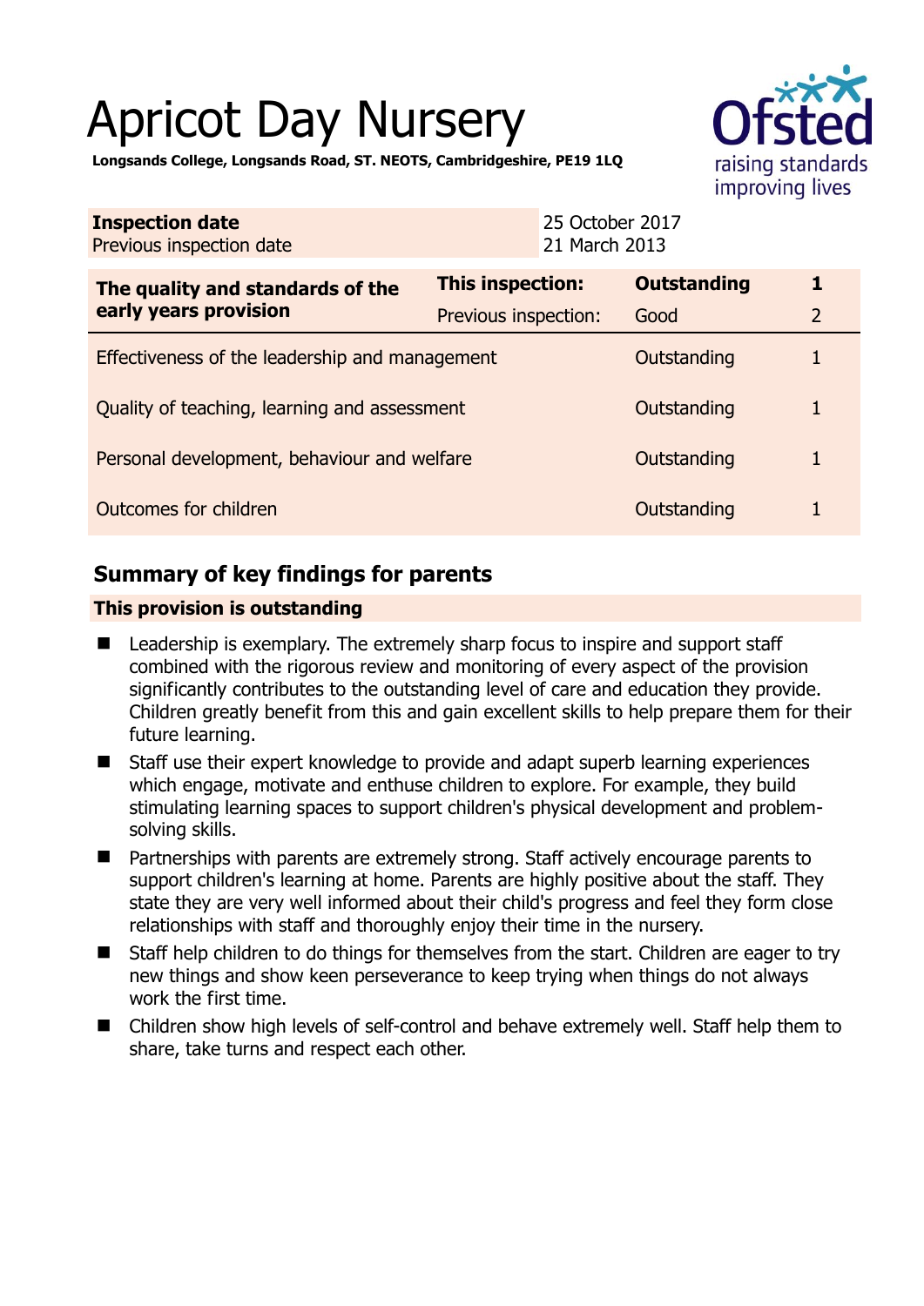# Apricot Day Nursery

**Longsands College, Longsands Road, ST. NEOTS, Cambridgeshire, PE19 1LQ**

| **Inspection date** | 25 October 2017 |
|---|---|
| Previous inspection date | 21 March 2013 |

| **The quality and standards of the early years provision** | **This inspection:** | **Outstanding** | **1** |
|---|---|---|---|
| | Previous inspection: | Good | 2 |
| Effectiveness of the leadership and management | | Outstanding | 1 |
| Quality of teaching, learning and assessment | | Outstanding | 1 |
| Personal development, behaviour and welfare | | Outstanding | 1 |
| Outcomes for children | | Outstanding | 1 |

## Summary of key findings for parents

**This provision is outstanding**

- Leadership is exemplary. The extremely sharp focus to inspire and support staff combined with the rigorous review and monitoring of every aspect of the provision significantly contributes to the outstanding level of care and education they provide. Children greatly benefit from this and gain excellent skills to help prepare them for their future learning.
- Staff use their expert knowledge to provide and adapt superb learning experiences which engage, motivate and enthuse children to explore. For example, they build stimulating learning spaces to support children's physical development and problem-solving skills.
- Partnerships with parents are extremely strong. Staff actively encourage parents to support children's learning at home. Parents are highly positive about the staff. They state they are very well informed about their child's progress and feel they form close relationships with staff and thoroughly enjoy their time in the nursery.
- Staff help children to do things for themselves from the start. Children are eager to try new things and show keen perseverance to keep trying when things do not always work the first time.
- Children show high levels of self-control and behave extremely well. Staff help them to share, take turns and respect each other.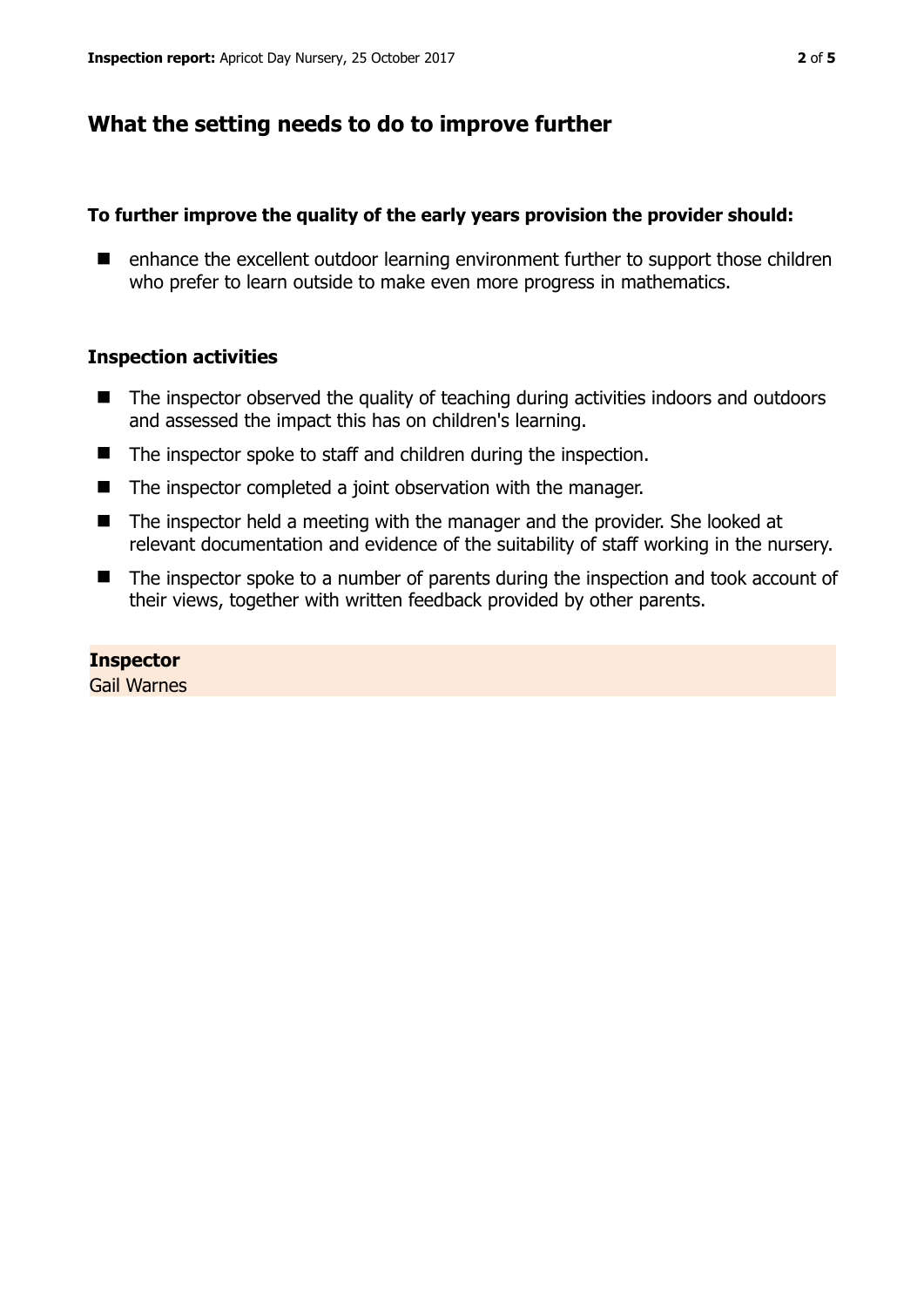## What the setting needs to do to improve further

**To further improve the quality of the early years provision the provider should:**

- enhance the excellent outdoor learning environment further to support those children who prefer to learn outside to make even more progress in mathematics.

### Inspection activities

- The inspector observed the quality of teaching during activities indoors and outdoors and assessed the impact this has on children's learning.
- The inspector spoke to staff and children during the inspection.
- The inspector completed a joint observation with the manager.
- The inspector held a meeting with the manager and the provider. She looked at relevant documentation and evidence of the suitability of staff working in the nursery.
- The inspector spoke to a number of parents during the inspection and took account of their views, together with written feedback provided by other parents.

**Inspector**
Gail Warnes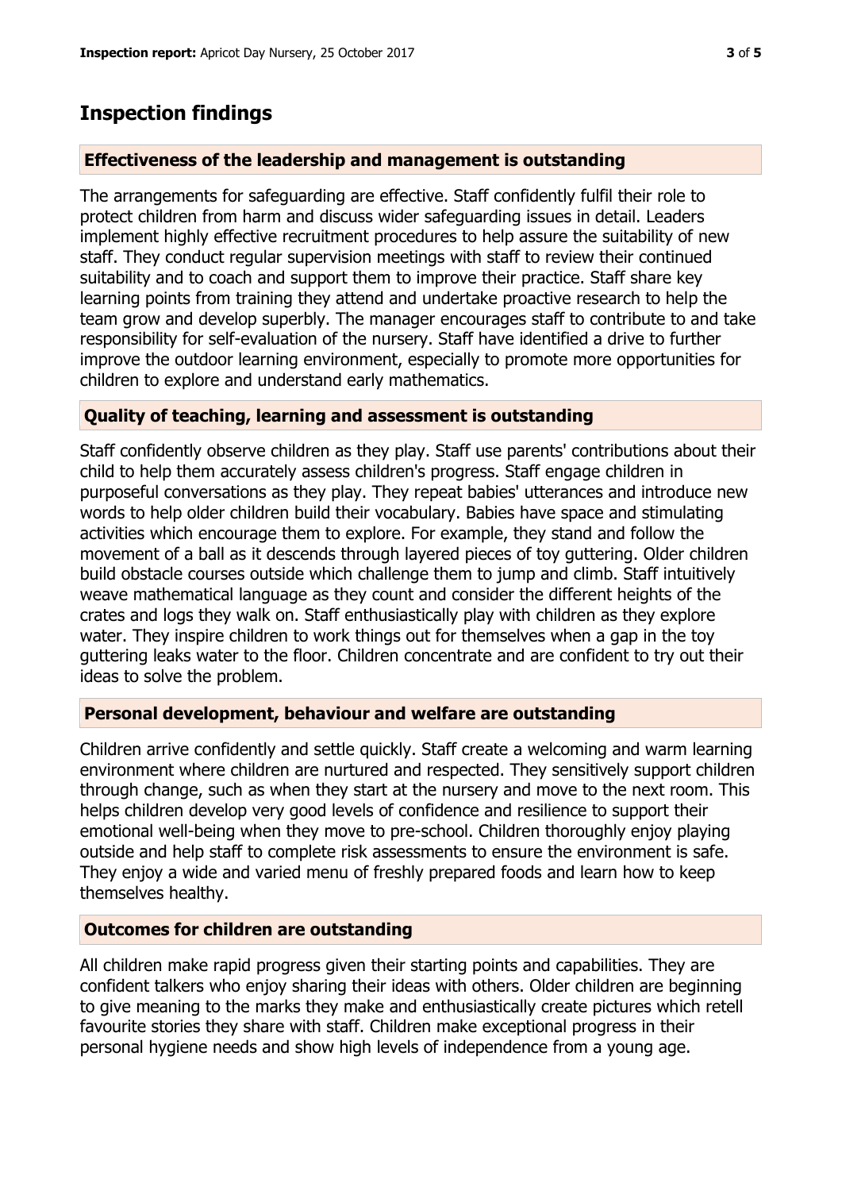## Inspection findings

### Effectiveness of the leadership and management is outstanding

The arrangements for safeguarding are effective. Staff confidently fulfil their role to protect children from harm and discuss wider safeguarding issues in detail. Leaders implement highly effective recruitment procedures to help assure the suitability of new staff. They conduct regular supervision meetings with staff to review their continued suitability and to coach and support them to improve their practice. Staff share key learning points from training they attend and undertake proactive research to help the team grow and develop superbly. The manager encourages staff to contribute to and take responsibility for self-evaluation of the nursery. Staff have identified a drive to further improve the outdoor learning environment, especially to promote more opportunities for children to explore and understand early mathematics.

### Quality of teaching, learning and assessment is outstanding

Staff confidently observe children as they play. Staff use parents' contributions about their child to help them accurately assess children's progress. Staff engage children in purposeful conversations as they play. They repeat babies' utterances and introduce new words to help older children build their vocabulary. Babies have space and stimulating activities which encourage them to explore. For example, they stand and follow the movement of a ball as it descends through layered pieces of toy guttering. Older children build obstacle courses outside which challenge them to jump and climb. Staff intuitively weave mathematical language as they count and consider the different heights of the crates and logs they walk on. Staff enthusiastically play with children as they explore water. They inspire children to work things out for themselves when a gap in the toy guttering leaks water to the floor. Children concentrate and are confident to try out their ideas to solve the problem.

### Personal development, behaviour and welfare are outstanding

Children arrive confidently and settle quickly. Staff create a welcoming and warm learning environment where children are nurtured and respected. They sensitively support children through change, such as when they start at the nursery and move to the next room. This helps children develop very good levels of confidence and resilience to support their emotional well-being when they move to pre-school. Children thoroughly enjoy playing outside and help staff to complete risk assessments to ensure the environment is safe. They enjoy a wide and varied menu of freshly prepared foods and learn how to keep themselves healthy.

### Outcomes for children are outstanding

All children make rapid progress given their starting points and capabilities. They are confident talkers who enjoy sharing their ideas with others. Older children are beginning to give meaning to the marks they make and enthusiastically create pictures which retell favourite stories they share with staff. Children make exceptional progress in their personal hygiene needs and show high levels of independence from a young age.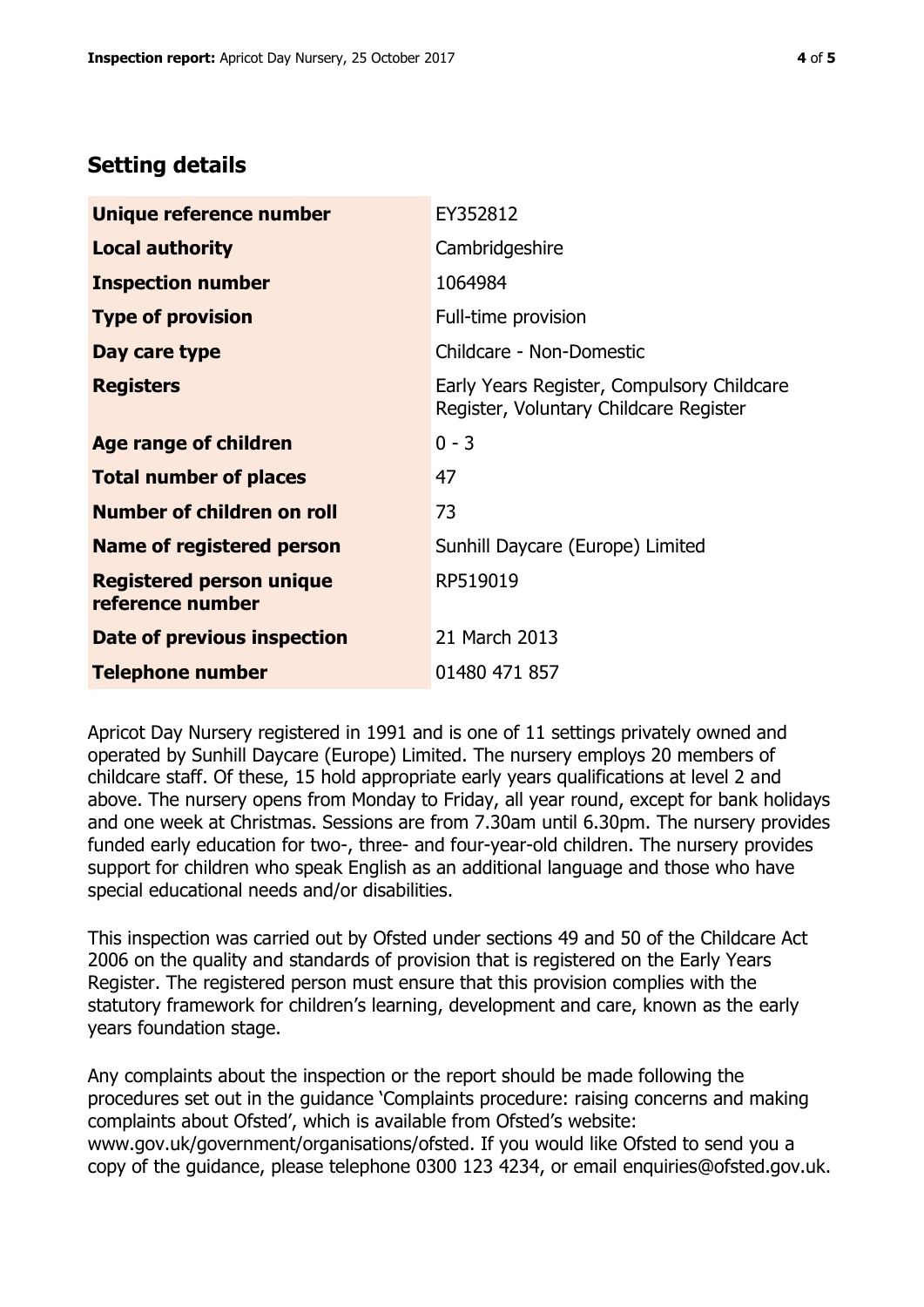## Setting details

| | |
|---|---|
| **Unique reference number** | EY352812 |
| **Local authority** | Cambridgeshire |
| **Inspection number** | 1064984 |
| **Type of provision** | Full-time provision |
| **Day care type** | Childcare - Non-Domestic |
| **Registers** | Early Years Register, Compulsory Childcare Register, Voluntary Childcare Register |
| **Age range of children** | 0 - 3 |
| **Total number of places** | 47 |
| **Number of children on roll** | 73 |
| **Name of registered person** | Sunhill Daycare (Europe) Limited |
| **Registered person unique reference number** | RP519019 |
| **Date of previous inspection** | 21 March 2013 |
| **Telephone number** | 01480 471 857 |

Apricot Day Nursery registered in 1991 and is one of 11 settings privately owned and operated by Sunhill Daycare (Europe) Limited. The nursery employs 20 members of childcare staff. Of these, 15 hold appropriate early years qualifications at level 2 and above. The nursery opens from Monday to Friday, all year round, except for bank holidays and one week at Christmas. Sessions are from 7.30am until 6.30pm. The nursery provides funded early education for two-, three- and four-year-old children. The nursery provides support for children who speak English as an additional language and those who have special educational needs and/or disabilities.

This inspection was carried out by Ofsted under sections 49 and 50 of the Childcare Act 2006 on the quality and standards of provision that is registered on the Early Years Register. The registered person must ensure that this provision complies with the statutory framework for children's learning, development and care, known as the early years foundation stage.

Any complaints about the inspection or the report should be made following the procedures set out in the guidance 'Complaints procedure: raising concerns and making complaints about Ofsted', which is available from Ofsted's website: www.gov.uk/government/organisations/ofsted. If you would like Ofsted to send you a copy of the guidance, please telephone 0300 123 4234, or email enquiries@ofsted.gov.uk.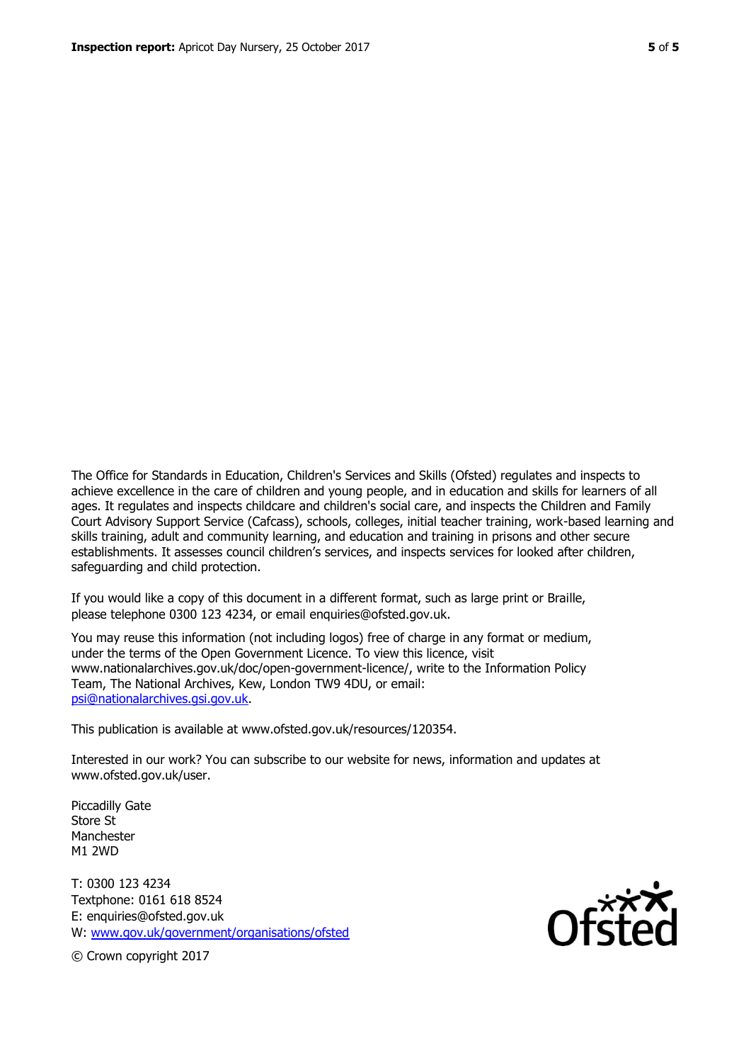The Office for Standards in Education, Children's Services and Skills (Ofsted) regulates and inspects to achieve excellence in the care of children and young people, and in education and skills for learners of all ages. It regulates and inspects childcare and children's social care, and inspects the Children and Family Court Advisory Support Service (Cafcass), schools, colleges, initial teacher training, work-based learning and skills training, adult and community learning, and education and training in prisons and other secure establishments. It assesses council children's services, and inspects services for looked after children, safeguarding and child protection.

If you would like a copy of this document in a different format, such as large print or Braille, please telephone 0300 123 4234, or email enquiries@ofsted.gov.uk.

You may reuse this information (not including logos) free of charge in any format or medium, under the terms of the Open Government Licence. To view this licence, visit www.nationalarchives.gov.uk/doc/open-government-licence/, write to the Information Policy Team, The National Archives, Kew, London TW9 4DU, or email: psi@nationalarchives.gsi.gov.uk.

This publication is available at www.ofsted.gov.uk/resources/120354.

Interested in our work? You can subscribe to our website for news, information and updates at www.ofsted.gov.uk/user.

Piccadilly Gate  
Store St  
Manchester  
M1 2WD

T: 0300 123 4234  
Textphone: 0161 618 8524  
E: enquiries@ofsted.gov.uk  
W: www.gov.uk/government/organisations/ofsted

© Crown copyright 2017